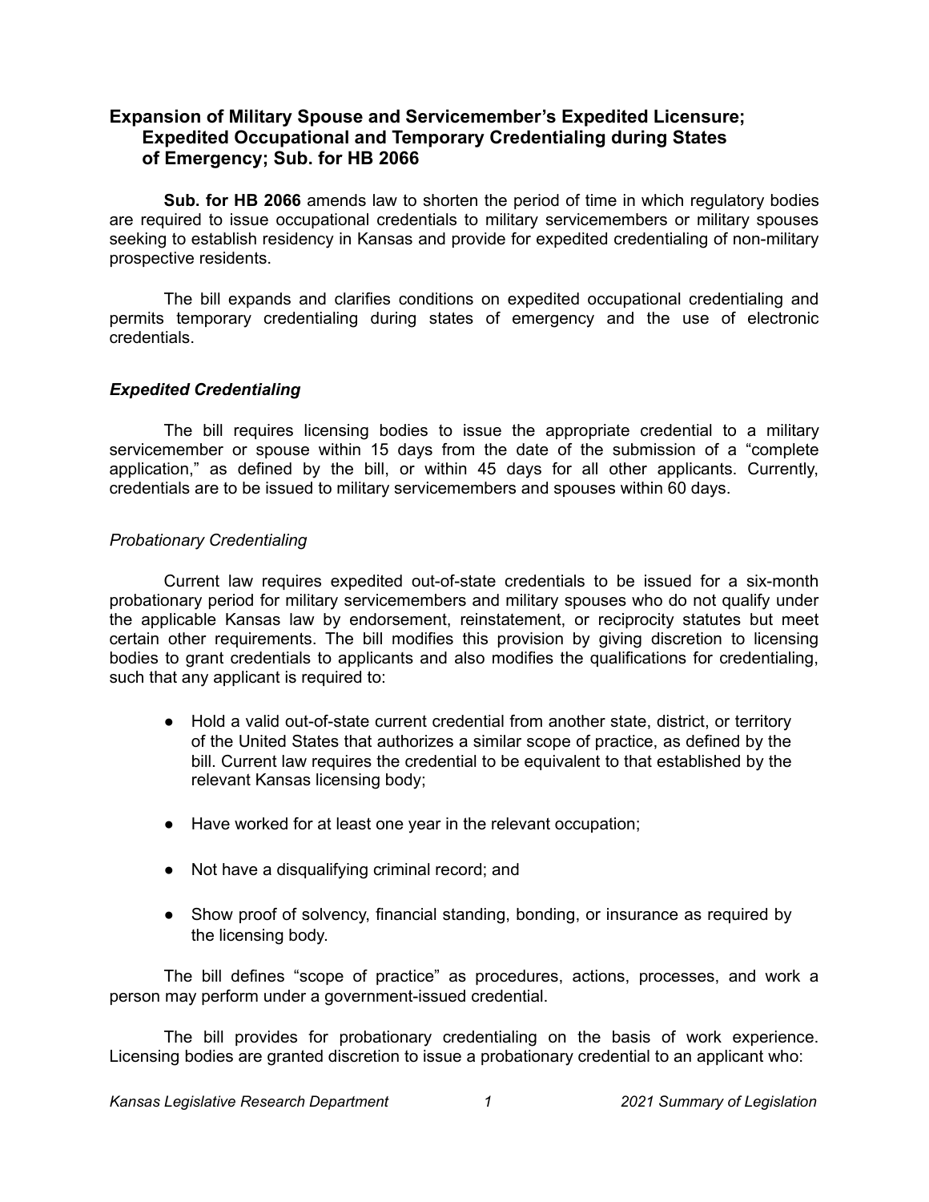# Expansion of Military Spouse and Servicemember's Expedited Licensure; Expedited Occupational and Temporary Credentialing during States of Emergency; Sub. for HB 2066

**Sub. for HB 2066** amends law to shorten the period of time in which regulatory bodies are required to issue occupational credentials to military servicemembers or military spouses seeking to establish residency in Kansas and provide for expedited credentialing of non-military prospective residents.

The bill expands and clarifies conditions on expedited occupational credentialing and permits temporary credentialing during states of emergency and the use of electronic credentials.

### *Expedited Credentialing*

The bill requires licensing bodies to issue the appropriate credential to a military servicemember or spouse within 15 days from the date of the submission of a "complete application," as defined by the bill, or within 45 days for all other applicants. Currently, credentials are to be issued to military servicemembers and spouses within 60 days.

#### *Probationary Credentialing*

Current law requires expedited out-of-state credentials to be issued for a six-month probationary period for military servicemembers and military spouses who do not qualify under the applicable Kansas law by endorsement, reinstatement, or reciprocity statutes but meet certain other requirements. The bill modifies this provision by giving discretion to licensing bodies to grant credentials to applicants and also modifies the qualifications for credentialing, such that any applicant is required to:

- Hold a valid out-of-state current credential from another state, district, or territory of the United States that authorizes a similar scope of practice, as defined by the bill. Current law requires the credential to be equivalent to that established by the relevant Kansas licensing body;
- Have worked for at least one year in the relevant occupation;
- Not have a disqualifying criminal record; and
- Show proof of solvency, financial standing, bonding, or insurance as required by the licensing body.

The bill defines "scope of practice" as procedures, actions, processes, and work a person may perform under a government-issued credential.

The bill provides for probationary credentialing on the basis of work experience. Licensing bodies are granted discretion to issue a probationary credential to an applicant who: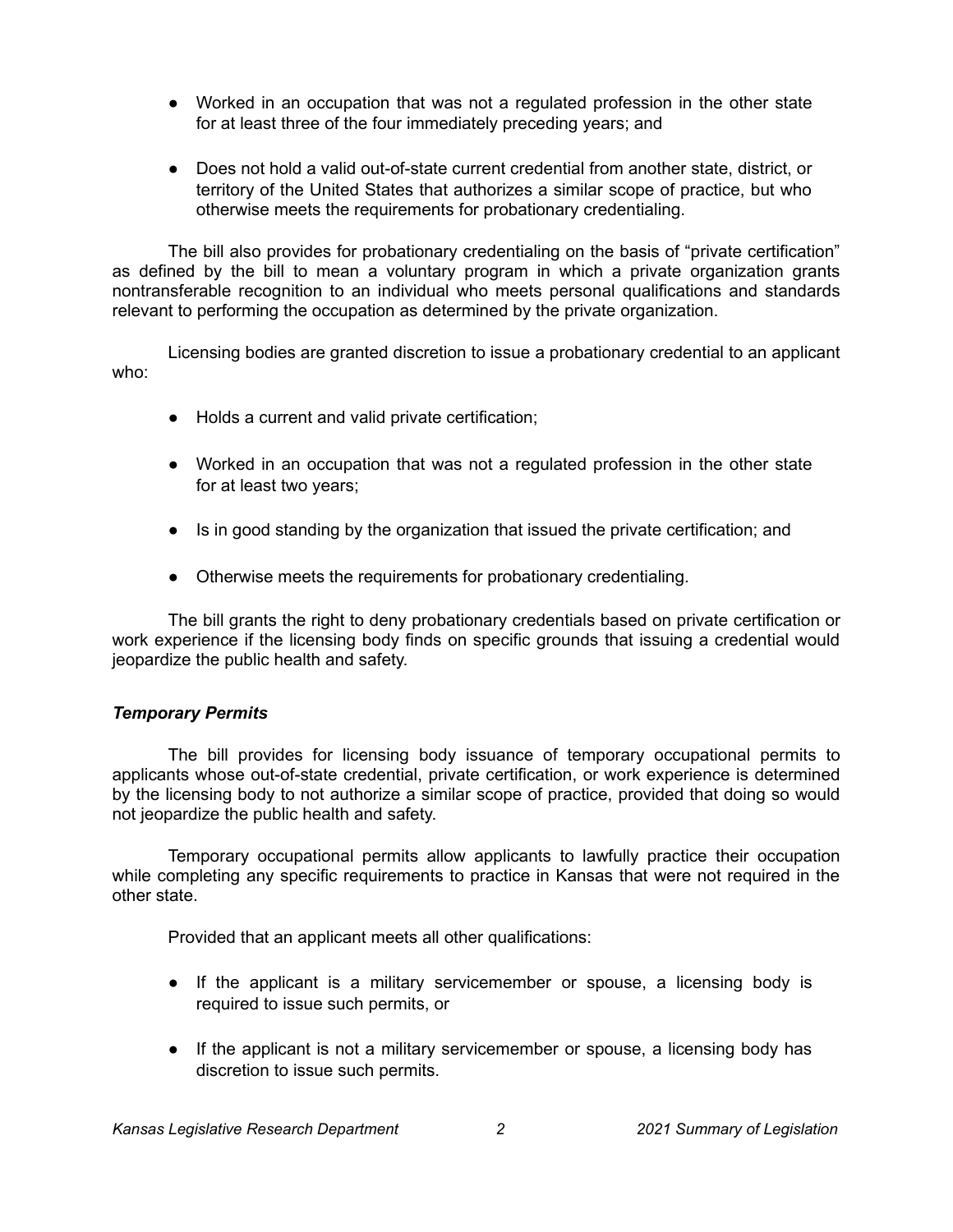- Worked in an occupation that was not a regulated profession in the other state for at least three of the four immediately preceding years; and
- Does not hold a valid out-of-state current credential from another state, district, or territory of the United States that authorizes a similar scope of practice, but who otherwise meets the requirements for probationary credentialing.

The bill also provides for probationary credentialing on the basis of "private certification" as defined by the bill to mean a voluntary program in which a private organization grants nontransferable recognition to an individual who meets personal qualifications and standards relevant to performing the occupation as determined by the private organization.

Licensing bodies are granted discretion to issue a probationary credential to an applicant who:

- Holds a current and valid private certification;
- Worked in an occupation that was not a regulated profession in the other state for at least two years;
- Is in good standing by the organization that issued the private certification; and
- Otherwise meets the requirements for probationary credentialing.

The bill grants the right to deny probationary credentials based on private certification or work experience if the licensing body finds on specific grounds that issuing a credential would jeopardize the public health and safety.

### *Temporary Permits*

The bill provides for licensing body issuance of temporary occupational permits to applicants whose out-of-state credential, private certification, or work experience is determined by the licensing body to not authorize a similar scope of practice, provided that doing so would not jeopardize the public health and safety.

Temporary occupational permits allow applicants to lawfully practice their occupation while completing any specific requirements to practice in Kansas that were not required in the other state.

Provided that an applicant meets all other qualifications:

- If the applicant is a military servicemember or spouse, a licensing body is required to issue such permits, or
- If the applicant is not a military servicemember or spouse, a licensing body has discretion to issue such permits.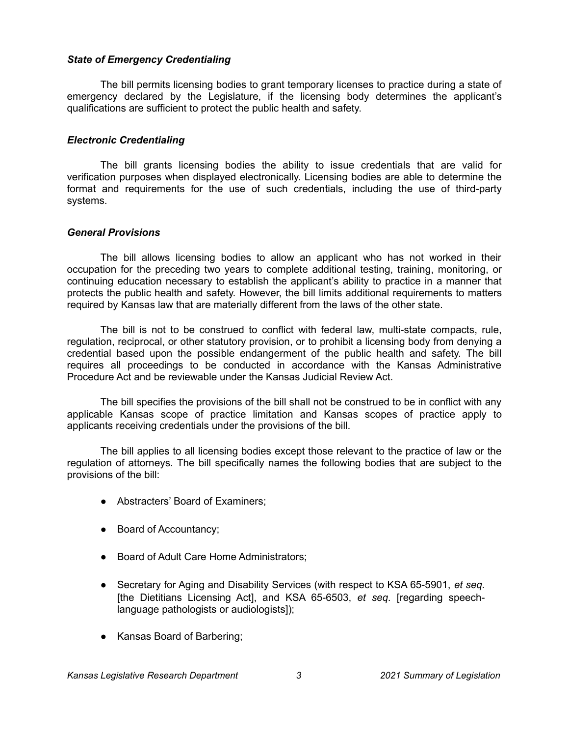### *State of Emergency Credentialing*

The bill permits licensing bodies to grant temporary licenses to practice during a state of emergency declared by the Legislature, if the licensing body determines the applicant's qualifications are sufficient to protect the public health and safety.

### *Electronic Credentialing*

The bill grants licensing bodies the ability to issue credentials that are valid for verification purposes when displayed electronically. Licensing bodies are able to determine the format and requirements for the use of such credentials, including the use of third-party systems.

### *General Provisions*

The bill allows licensing bodies to allow an applicant who has not worked in their occupation for the preceding two years to complete additional testing, training, monitoring, or continuing education necessary to establish the applicant's ability to practice in a manner that protects the public health and safety. However, the bill limits additional requirements to matters required by Kansas law that are materially different from the laws of the other state.

The bill is not to be construed to conflict with federal law, multi-state compacts, rule, regulation, reciprocal, or other statutory provision, or to prohibit a licensing body from denying a credential based upon the possible endangerment of the public health and safety. The bill requires all proceedings to be conducted in accordance with the Kansas Administrative Procedure Act and be reviewable under the Kansas Judicial Review Act.

The bill specifies the provisions of the bill shall not be construed to be in conflict with any applicable Kansas scope of practice limitation and Kansas scopes of practice apply to applicants receiving credentials under the provisions of the bill.

The bill applies to all licensing bodies except those relevant to the practice of law or the regulation of attorneys. The bill specifically names the following bodies that are subject to the provisions of the bill:

- Abstracters' Board of Examiners;
- Board of Accountancy;
- Board of Adult Care Home Administrators;
- Secretary for Aging and Disability Services (with respect to KSA 65-5901, *et seq.* [the Dietitians Licensing Act], and KSA 65-6503, *et seq.* [regarding speech-language pathologists or audiologists]);
- Kansas Board of Barbering;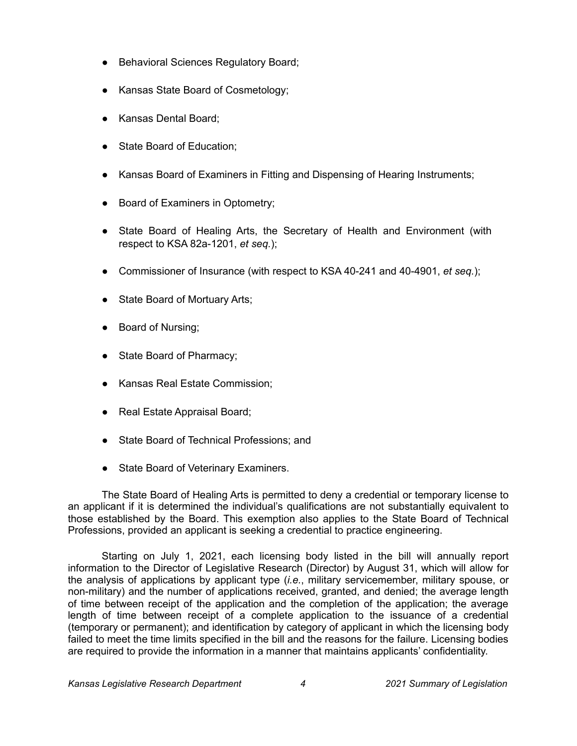- Behavioral Sciences Regulatory Board;
- Kansas State Board of Cosmetology;
- Kansas Dental Board;
- State Board of Education;
- Kansas Board of Examiners in Fitting and Dispensing of Hearing Instruments;
- Board of Examiners in Optometry;
- State Board of Healing Arts, the Secretary of Health and Environment (with respect to KSA 82a-1201, *et seq.*);
- Commissioner of Insurance (with respect to KSA 40-241 and 40-4901, *et seq.*);
- State Board of Mortuary Arts;
- Board of Nursing;
- State Board of Pharmacy;
- Kansas Real Estate Commission;
- Real Estate Appraisal Board;
- State Board of Technical Professions; and
- State Board of Veterinary Examiners.

The State Board of Healing Arts is permitted to deny a credential or temporary license to an applicant if it is determined the individual's qualifications are not substantially equivalent to those established by the Board. This exemption also applies to the State Board of Technical Professions, provided an applicant is seeking a credential to practice engineering.

Starting on July 1, 2021, each licensing body listed in the bill will annually report information to the Director of Legislative Research (Director) by August 31, which will allow for the analysis of applications by applicant type (*i.e.*, military servicemember, military spouse, or non-military) and the number of applications received, granted, and denied; the average length of time between receipt of the application and the completion of the application; the average length of time between receipt of a complete application to the issuance of a credential (temporary or permanent); and identification by category of applicant in which the licensing body failed to meet the time limits specified in the bill and the reasons for the failure. Licensing bodies are required to provide the information in a manner that maintains applicants' confidentiality.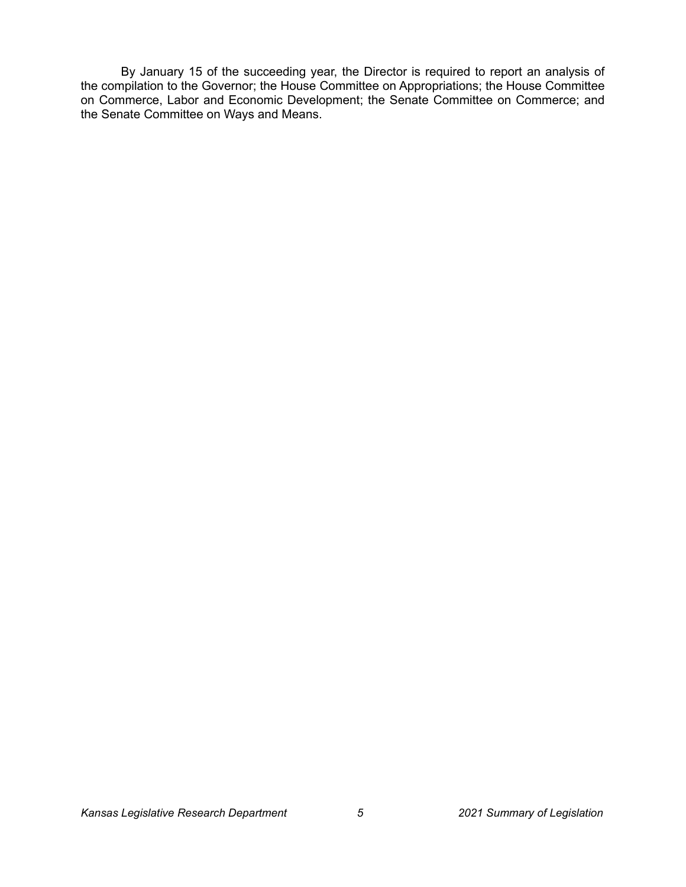By January 15 of the succeeding year, the Director is required to report an analysis of the compilation to the Governor; the House Committee on Appropriations; the House Committee on Commerce, Labor and Economic Development; the Senate Committee on Commerce; and the Senate Committee on Ways and Means.